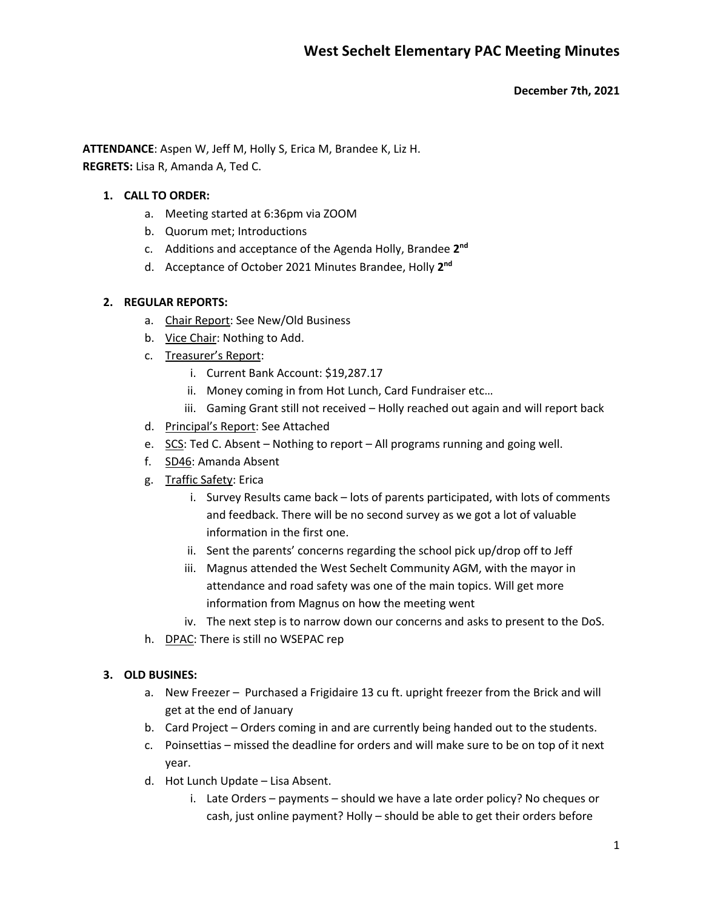# West Sechelt Elementary PAC Meeting Minutes

**December 7th, 2021**

**ATTENDANCE**: Aspen W, Jeff M, Holly S, Erica M, Brandee K, Liz H.
**REGRETS:** Lisa R, Amanda A, Ted C.

1. **CALL TO ORDER:**
   a. Meeting started at 6:36pm via ZOOM
   b. Quorum met; Introductions
   c. Additions and acceptance of the Agenda Holly, Brandee **2nd**
   d. Acceptance of October 2021 Minutes Brandee, Holly **2nd**

2. **REGULAR REPORTS:**
   a. Chair Report: See New/Old Business
   b. Vice Chair: Nothing to Add.
   c. Treasurer's Report:
      i. Current Bank Account: $19,287.17
      ii. Money coming in from Hot Lunch, Card Fundraiser etc…
      iii. Gaming Grant still not received – Holly reached out again and will report back
   d. Principal's Report: See Attached
   e. SCS: Ted C. Absent – Nothing to report – All programs running and going well.
   f. SD46: Amanda Absent
   g. Traffic Safety: Erica
      i. Survey Results came back – lots of parents participated, with lots of comments and feedback. There will be no second survey as we got a lot of valuable information in the first one.
      ii. Sent the parents' concerns regarding the school pick up/drop off to Jeff
      iii. Magnus attended the West Sechelt Community AGM, with the mayor in attendance and road safety was one of the main topics. Will get more information from Magnus on how the meeting went
      iv. The next step is to narrow down our concerns and asks to present to the DoS.
   h. DPAC: There is still no WSEPAC rep

3. **OLD BUSINES:**
   a. New Freezer – Purchased a Frigidaire 13 cu ft. upright freezer from the Brick and will get at the end of January
   b. Card Project – Orders coming in and are currently being handed out to the students.
   c. Poinsettias – missed the deadline for orders and will make sure to be on top of it next year.
   d. Hot Lunch Update – Lisa Absent.
      i. Late Orders – payments – should we have a late order policy? No cheques or cash, just online payment? Holly – should be able to get their orders before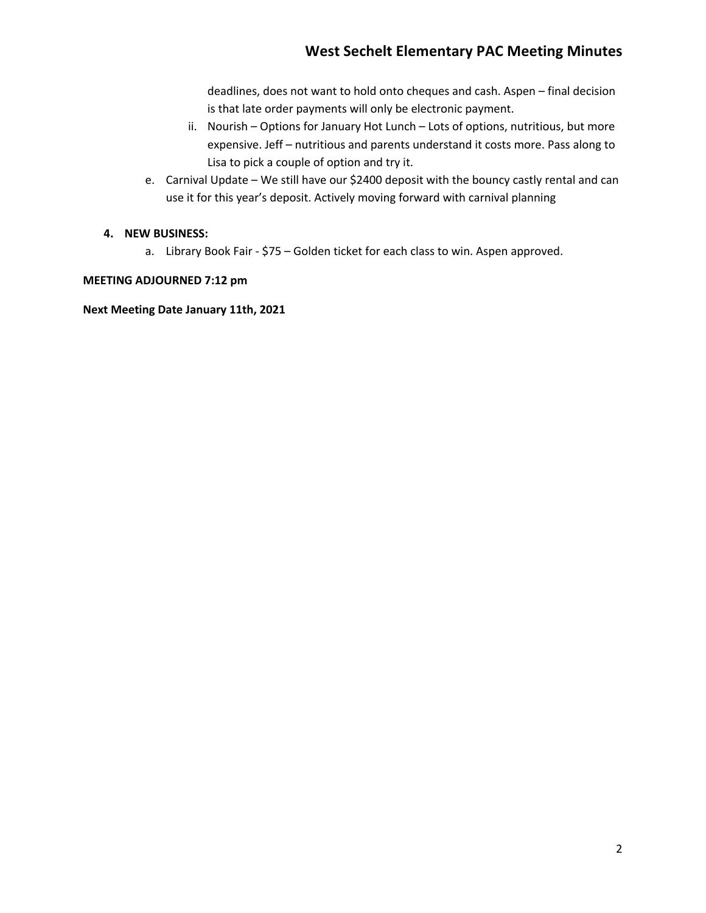deadlines, does not want to hold onto cheques and cash. Aspen – final decision is that late order payments will only be electronic payment.

   ii. Nourish – Options for January Hot Lunch – Lots of options, nutritious, but more expensive. Jeff – nutritious and parents understand it costs more. Pass along to Lisa to pick a couple of option and try it.

e. Carnival Update – We still have our $2400 deposit with the bouncy castly rental and can use it for this year's deposit. Actively moving forward with carnival planning

**4. NEW BUSINESS:**

a. Library Book Fair - $75 – Golden ticket for each class to win. Aspen approved.

**MEETING ADJOURNED 7:12 pm**

**Next Meeting Date January 11th, 2021**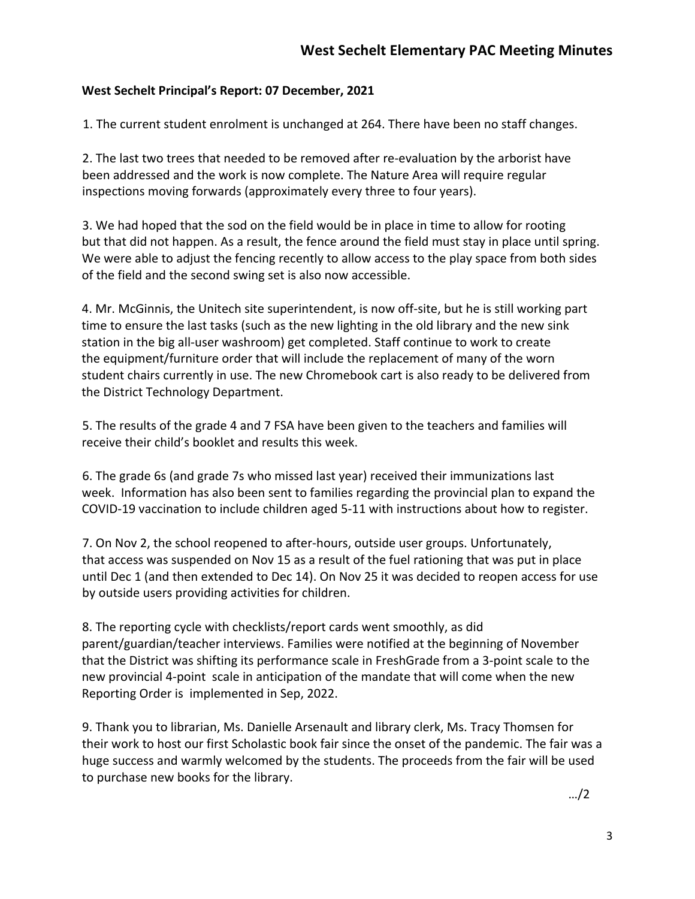**West Sechelt Principal's Report: 07 December, 2021**

1. The current student enrolment is unchanged at 264. There have been no staff changes.

2. The last two trees that needed to be removed after re-evaluation by the arborist have been addressed and the work is now complete. The Nature Area will require regular inspections moving forwards (approximately every three to four years).

3. We had hoped that the sod on the field would be in place in time to allow for rooting but that did not happen. As a result, the fence around the field must stay in place until spring. We were able to adjust the fencing recently to allow access to the play space from both sides of the field and the second swing set is also now accessible.

4. Mr. McGinnis, the Unitech site superintendent, is now off-site, but he is still working part time to ensure the last tasks (such as the new lighting in the old library and the new sink station in the big all-user washroom) get completed. Staff continue to work to create the equipment/furniture order that will include the replacement of many of the worn student chairs currently in use. The new Chromebook cart is also ready to be delivered from the District Technology Department.

5. The results of the grade 4 and 7 FSA have been given to the teachers and families will receive their child's booklet and results this week.

6. The grade 6s (and grade 7s who missed last year) received their immunizations last week. Information has also been sent to families regarding the provincial plan to expand the COVID-19 vaccination to include children aged 5-11 with instructions about how to register.

7. On Nov 2, the school reopened to after-hours, outside user groups. Unfortunately, that access was suspended on Nov 15 as a result of the fuel rationing that was put in place until Dec 1 (and then extended to Dec 14). On Nov 25 it was decided to reopen access for use by outside users providing activities for children.

8. The reporting cycle with checklists/report cards went smoothly, as did parent/guardian/teacher interviews. Families were notified at the beginning of November that the District was shifting its performance scale in FreshGrade from a 3-point scale to the new provincial 4-point scale in anticipation of the mandate that will come when the new Reporting Order is implemented in Sep, 2022.

9. Thank you to librarian, Ms. Danielle Arsenault and library clerk, Ms. Tracy Thomsen for their work to host our first Scholastic book fair since the onset of the pandemic. The fair was a huge success and warmly welcomed by the students. The proceeds from the fair will be used to purchase new books for the library.

…/2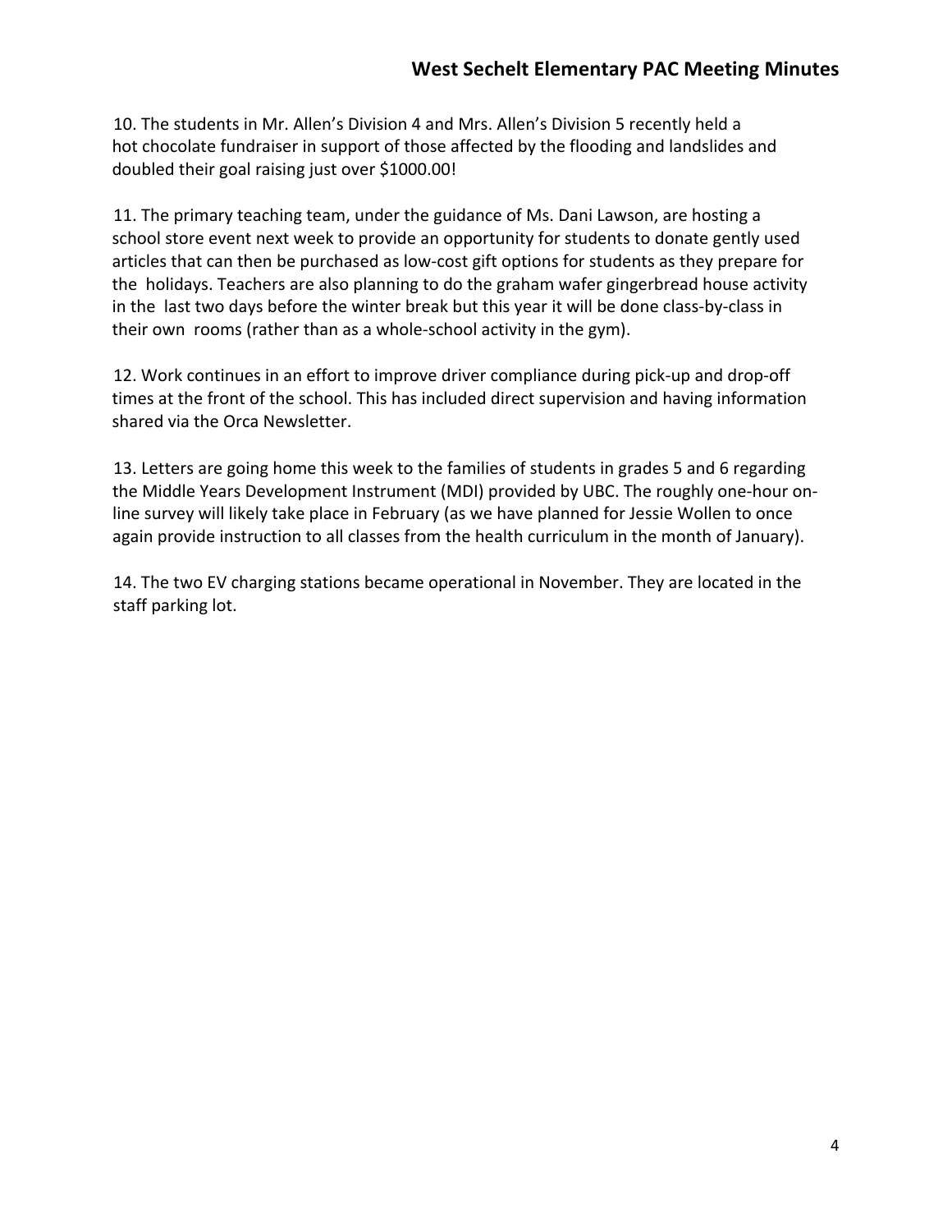10. The students in Mr. Allen's Division 4 and Mrs. Allen's Division 5 recently held a hot chocolate fundraiser in support of those affected by the flooding and landslides and doubled their goal raising just over $1000.00!

11. The primary teaching team, under the guidance of Ms. Dani Lawson, are hosting a school store event next week to provide an opportunity for students to donate gently used articles that can then be purchased as low-cost gift options for students as they prepare for the holidays. Teachers are also planning to do the graham wafer gingerbread house activity in the last two days before the winter break but this year it will be done class-by-class in their own rooms (rather than as a whole-school activity in the gym).

12. Work continues in an effort to improve driver compliance during pick-up and drop-off times at the front of the school. This has included direct supervision and having information shared via the Orca Newsletter.

13. Letters are going home this week to the families of students in grades 5 and 6 regarding the Middle Years Development Instrument (MDI) provided by UBC. The roughly one-hour on-line survey will likely take place in February (as we have planned for Jessie Wollen to once again provide instruction to all classes from the health curriculum in the month of January).

14. The two EV charging stations became operational in November. They are located in the staff parking lot.